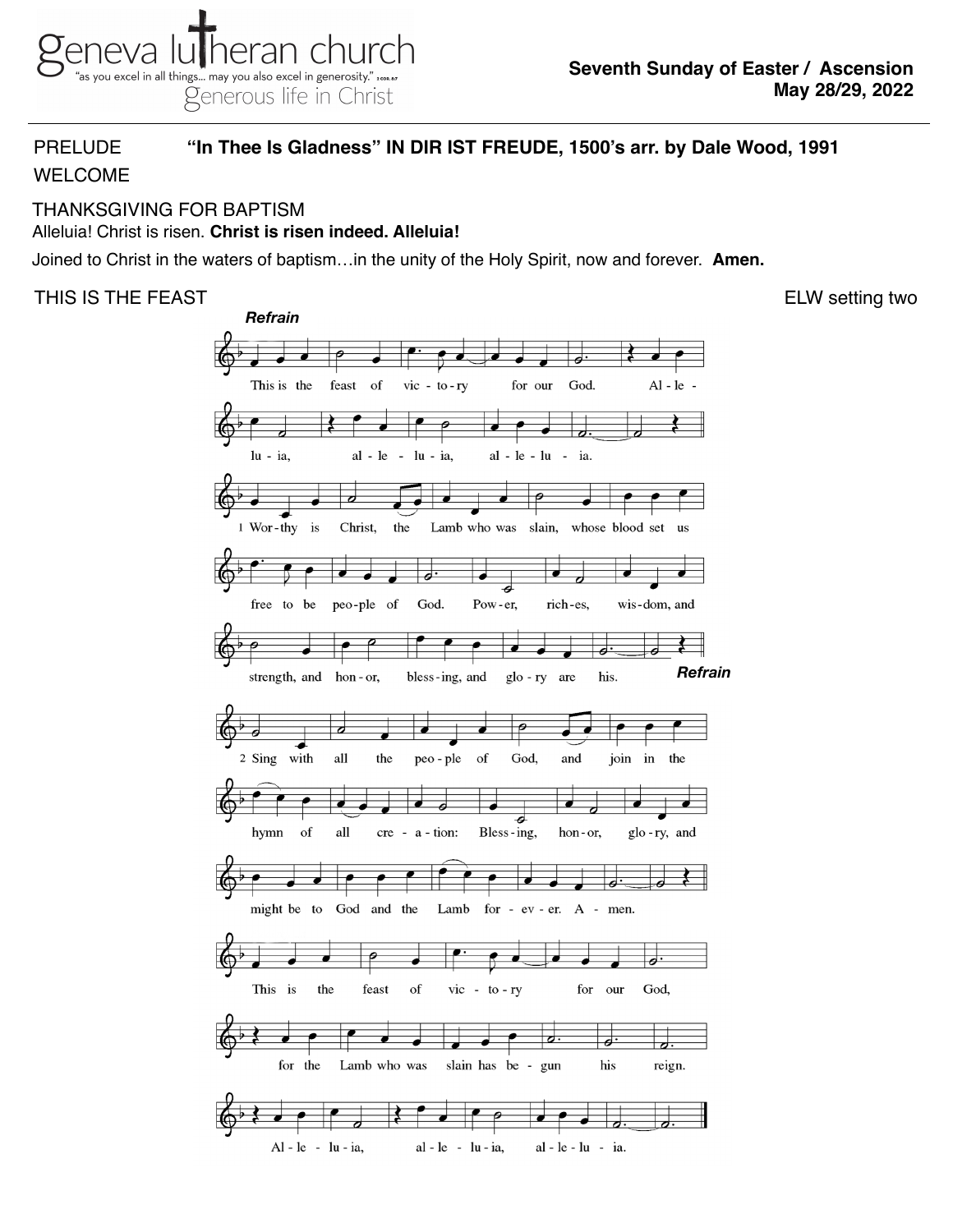**geneva lutheran church**
"as you excel in all things... may you also excel in generosity." 2 Cor. 8:7
generous life in Christ

**Seventh Sunday of Easter / Ascension**
**May 28/29, 2022**

PRELUDE **"In Thee Is Gladness" IN DIR IST FREUDE, 1500's arr. by Dale Wood, 1991**

WELCOME

THANKSGIVING FOR BAPTISM

Alleluia! Christ is risen. **Christ is risen indeed. Alleluia!**

Joined to Christ in the waters of baptism…in the unity of the Holy Spirit, now and forever. **Amen.**

THIS IS THE FEAST ELW setting two

***Refrain***

This is the feast of victory for our God. Alleluia, alleluia, alleluia.

1 Worthy is Christ, the Lamb who was slain, whose blood set us free to be people of God. Power, riches, wisdom, and strength, and honor, blessing, and glory are his. ***Refrain***

2 Sing with all the people of God, and join in the hymn of all creation: Blessing, honor, glory, and might be to God and the Lamb forever. Amen.

This is the feast of victory for our God, for the Lamb who was slain has begun his reign. Alleluia, alleluia, alleluia.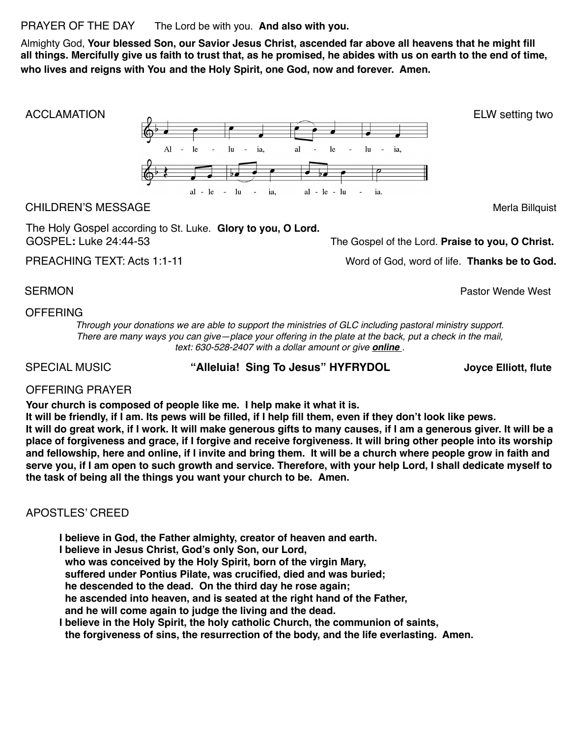PRAYER OF THE DAY The Lord be with you. **And also with you.**

Almighty God, **Your blessed Son, our Savior Jesus Christ, ascended far above all heavens that he might fill all things. Mercifully give us faith to trust that, as he promised, he abides with us on earth to the end of time, who lives and reigns with You and the Holy Spirit, one God, now and forever. Amen.**

ACCLAMATION ELW setting two

Al - le - lu - ia, al - le - lu - ia,
al - le - lu - ia, al - le - lu - ia.

CHILDREN'S MESSAGE Merla Billquist

The Holy Gospel according to St. Luke. **Glory to you, O Lord.**
GOSPEL**:** Luke 24:44-53 The Gospel of the Lord. **Praise to you, O Christ.**

PREACHING TEXT: Acts 1:1-11 Word of God, word of life. **Thanks be to God.**

SERMON Pastor Wende West

OFFERING

*Through your donations we are able to support the ministries of GLC including pastoral ministry support. There are many ways you can give—place your offering in the plate at the back, put a check in the mail, text: 630-528-2407 with a dollar amount or give **online** .*

SPECIAL MUSIC **"Alleluia! Sing To Jesus" HYFRYDOL** **Joyce Elliott, flute**

OFFERING PRAYER

**Your church is composed of people like me. I help make it what it is.
It will be friendly, if I am. Its pews will be filled, if I help fill them, even if they don't look like pews.
It will do great work, if I work. It will make generous gifts to many causes, if I am a generous giver. It will be a place of forgiveness and grace, if I forgive and receive forgiveness. It will bring other people into its worship and fellowship, here and online, if I invite and bring them. It will be a church where people grow in faith and serve you, if I am open to such growth and service. Therefore, with your help Lord, I shall dedicate myself to the task of being all the things you want your church to be. Amen.**

APOSTLES' CREED

**I believe in God, the Father almighty, creator of heaven and earth.
I believe in Jesus Christ, God's only Son, our Lord,
who was conceived by the Holy Spirit, born of the virgin Mary,
suffered under Pontius Pilate, was crucified, died and was buried;
he descended to the dead. On the third day he rose again;
he ascended into heaven, and is seated at the right hand of the Father,
and he will come again to judge the living and the dead.
I believe in the Holy Spirit, the holy catholic Church, the communion of saints,
the forgiveness of sins, the resurrection of the body, and the life everlasting. Amen.**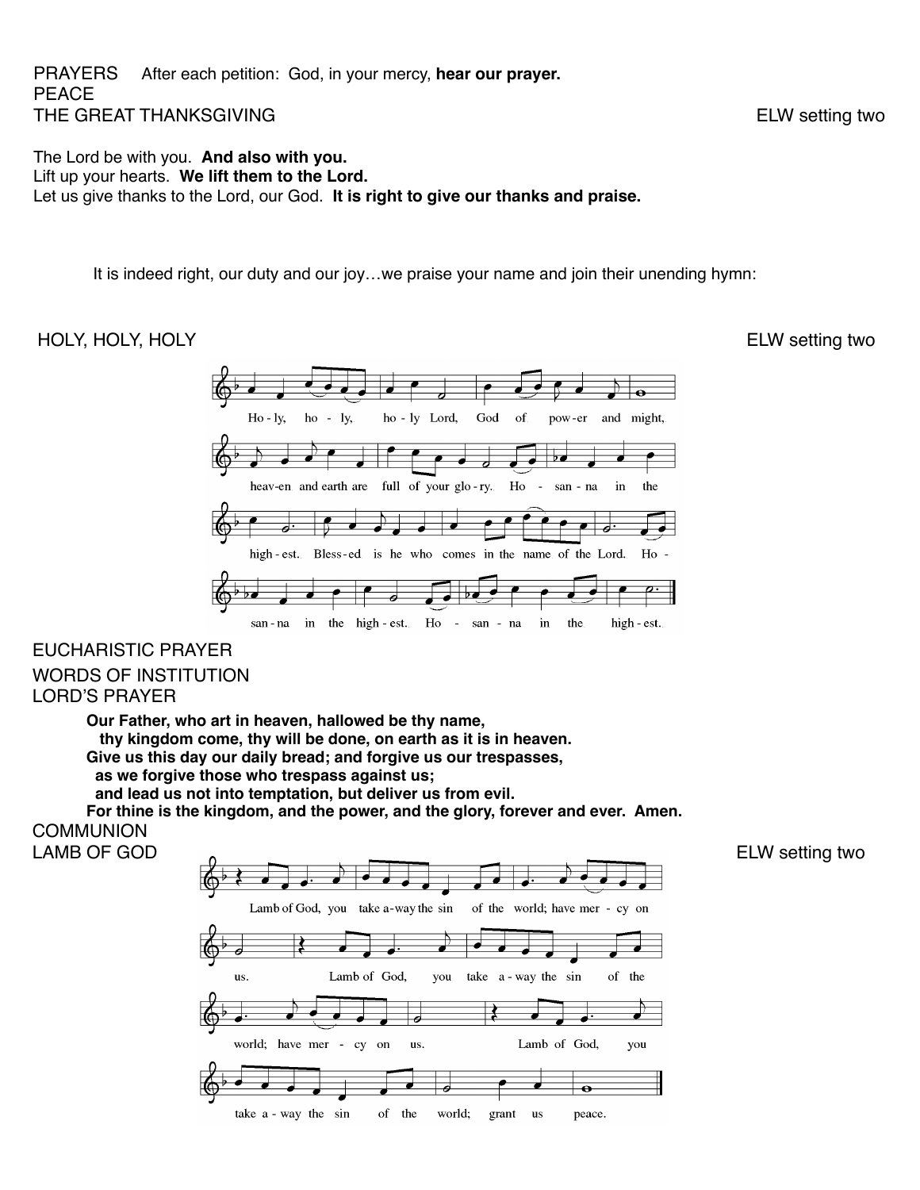PRAYERS After each petition: God, in your mercy, **hear our prayer.**

PEACE

THE GREAT THANKSGIVING ELW setting two

The Lord be with you. **And also with you.**
Lift up your hearts. **We lift them to the Lord.**
Let us give thanks to the Lord, our God. **It is right to give our thanks and praise.**

It is indeed right, our duty and our joy…we praise your name and join their unending hymn:

HOLY, HOLY, HOLY ELW setting two

Ho-ly, ho-ly, ho-ly Lord, God of pow-er and might, heav-en and earth are full of your glo-ry. Ho - san-na in the high-est. Bless-ed is he who comes in the name of the Lord. Ho - san-na in the high-est. Ho - san-na in the high-est.

EUCHARISTIC PRAYER

WORDS OF INSTITUTION

LORD'S PRAYER

**Our Father, who art in heaven, hallowed be thy name,**
**thy kingdom come, thy will be done, on earth as it is in heaven.**
**Give us this day our daily bread; and forgive us our trespasses,**
**as we forgive those who trespass against us;**
**and lead us not into temptation, but deliver us from evil.**
**For thine is the kingdom, and the power, and the glory, forever and ever. Amen.**

COMMUNION

LAMB OF GOD ELW setting two

Lamb of God, you take a-way the sin of the world; have mer - cy on us. Lamb of God, you take a-way the sin of the world; have mer - cy on us. Lamb of God, you take a-way the sin of the world; grant us peace.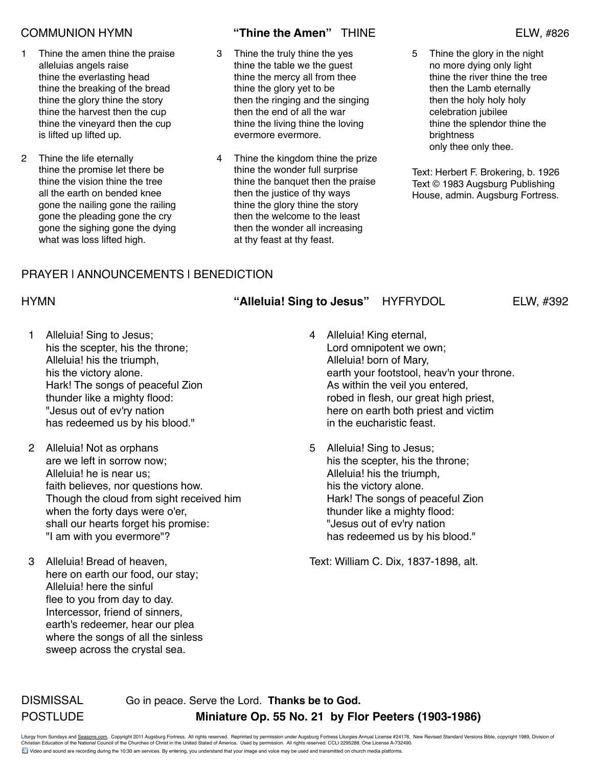COMMUNION HYMN **"Thine the Amen"** THINE ELW, #826

1 Thine the amen thine the praise
alleluias angels raise
thine the everlasting head
thine the breaking of the bread
thine the glory thine the story
thine the harvest then the cup
thine the vineyard then the cup
is lifted up lifted up.

2 Thine the life eternally
thine the promise let there be
thine the vision thine the tree
all the earth on bended knee
gone the nailing gone the railing
gone the pleading gone the cry
gone the sighing gone the dying
what was loss lifted high.

3 Thine the truly thine the yes
thine the table we the guest
thine the mercy all from thee
thine the glory yet to be
then the ringing and the singing
then the end of all the war
thine the living thine the loving
evermore evermore.

4 Thine the kingdom thine the prize
thine the wonder full surprise
thine the banquet then the praise
then the justice of thy ways
thine the glory thine the story
then the welcome to the least
then the wonder all increasing
at thy feast at thy feast.

5 Thine the glory in the night
no more dying only light
thine the river thine the tree
then the Lamb eternally
then the holy holy holy
celebration jubilee
thine the splendor thine the brightness
only thee only thee.

Text: Herbert F. Brokering, b. 1926
Text © 1983 Augsburg Publishing House, admin. Augsburg Fortress.

PRAYER | ANNOUNCEMENTS | BENEDICTION

HYMN **"Alleluia! Sing to Jesus"** HYFRYDOL ELW, #392

1 Alleluia! Sing to Jesus;
his the scepter, his the throne;
Alleluia! his the triumph,
his the victory alone.
Hark! The songs of peaceful Zion
thunder like a mighty flood:
"Jesus out of ev'ry nation
has redeemed us by his blood."

2 Alleluia! Not as orphans
are we left in sorrow now;
Alleluia! he is near us;
faith believes, nor questions how.
Though the cloud from sight received him
when the forty days were o'er,
shall our hearts forget his promise:
"I am with you evermore"?

3 Alleluia! Bread of heaven,
here on earth our food, our stay;
Alleluia! here the sinful
flee to you from day to day.
Intercessor, friend of sinners,
earth's redeemer, hear our plea
where the songs of all the sinless
sweep across the crystal sea.

4 Alleluia! King eternal,
Lord omnipotent we own;
Alleluia! born of Mary,
earth your footstool, heav'n your throne.
As within the veil you entered,
robed in flesh, our great high priest,
here on earth both priest and victim
in the eucharistic feast.

5 Alleluia! Sing to Jesus;
his the scepter, his the throne;
Alleluia! his the triumph,
his the victory alone.
Hark! The songs of peaceful Zion
thunder like a mighty flood:
"Jesus out of ev'ry nation
has redeemed us by his blood."

Text: William C. Dix, 1837-1898, alt.

DISMISSAL Go in peace. Serve the Lord. **Thanks be to God.**

POSTLUDE **Miniature Op. 55 No. 21 by Flor Peeters (1903-1986)**

Liturgy from Sundays and Seasons.com. Copyright 2011 Augsburg Fortress. All rights reserved. Reprinted by permission under Augsburg Fortress Liturgies Annual License #24176. New Revised Standard Versions Bible, copyright 1989, Division of Christian Education of the National Council of the Churches of Christ in the United State of America. Used by permission. All rights reserved. CCLI 2295288. One License A-732490.

Video and sound are recording during the 10:30 am services. By entering, you understand that your image and voice may be used and transmitted on church media platforms.